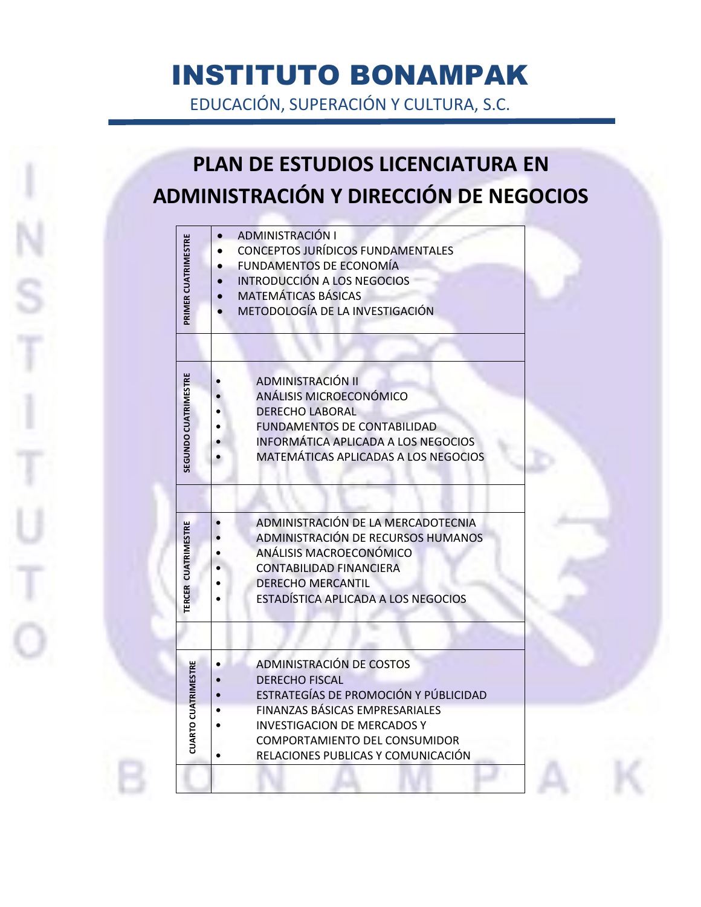# INSTITUTO BONAMPAK

EDUCACIÓN, SUPERACIÓN Y CULTURA, S.C.

## PLAN DE ESTUDIOS LICENCIATURA EN ADMINISTRACIÓN Y DIRECCIÓN DE NEGOCIOS

| | |
|---|---|
| PRIMER CUATRIMESTRE | • ADMINISTRACIÓN I<br>• CONCEPTOS JURÍDICOS FUNDAMENTALES<br>• FUNDAMENTOS DE ECONOMÍA<br>• INTRODUCCIÓN A LOS NEGOCIOS<br>• MATEMÁTICAS BÁSICAS<br>• METODOLOGÍA DE LA INVESTIGACIÓN |
| | |
| SEGUNDO CUATRIMESTRE | • ADMINISTRACIÓN II<br>• ANÁLISIS MICROECONÓMICO<br>• DERECHO LABORAL<br>• FUNDAMENTOS DE CONTABILIDAD<br>• INFORMÁTICA APLICADA A LOS NEGOCIOS<br>• MATEMÁTICAS APLICADAS A LOS NEGOCIOS |
| | |
| TERCER CUATRIMESTRE | • ADMINISTRACIÓN DE LA MERCADOTECNIA<br>• ADMINISTRACIÓN DE RECURSOS HUMANOS<br>• ANÁLISIS MACROECONÓMICO<br>• CONTABILIDAD FINANCIERA<br>• DERECHO MERCANTIL<br>• ESTADÍSTICA APLICADA A LOS NEGOCIOS |
| | |
| CUARTO CUATRIMESTRE | • ADMINISTRACIÓN DE COSTOS<br>• DERECHO FISCAL<br>• ESTRATEGÍAS DE PROMOCIÓN Y PÚBLICIDAD<br>• FINANZAS BÁSICAS EMPRESARIALES<br>• INVESTIGACION DE MERCADOS Y COMPORTAMIENTO DEL CONSUMIDOR<br>• RELACIONES PUBLICAS Y COMUNICACIÓN |
| | |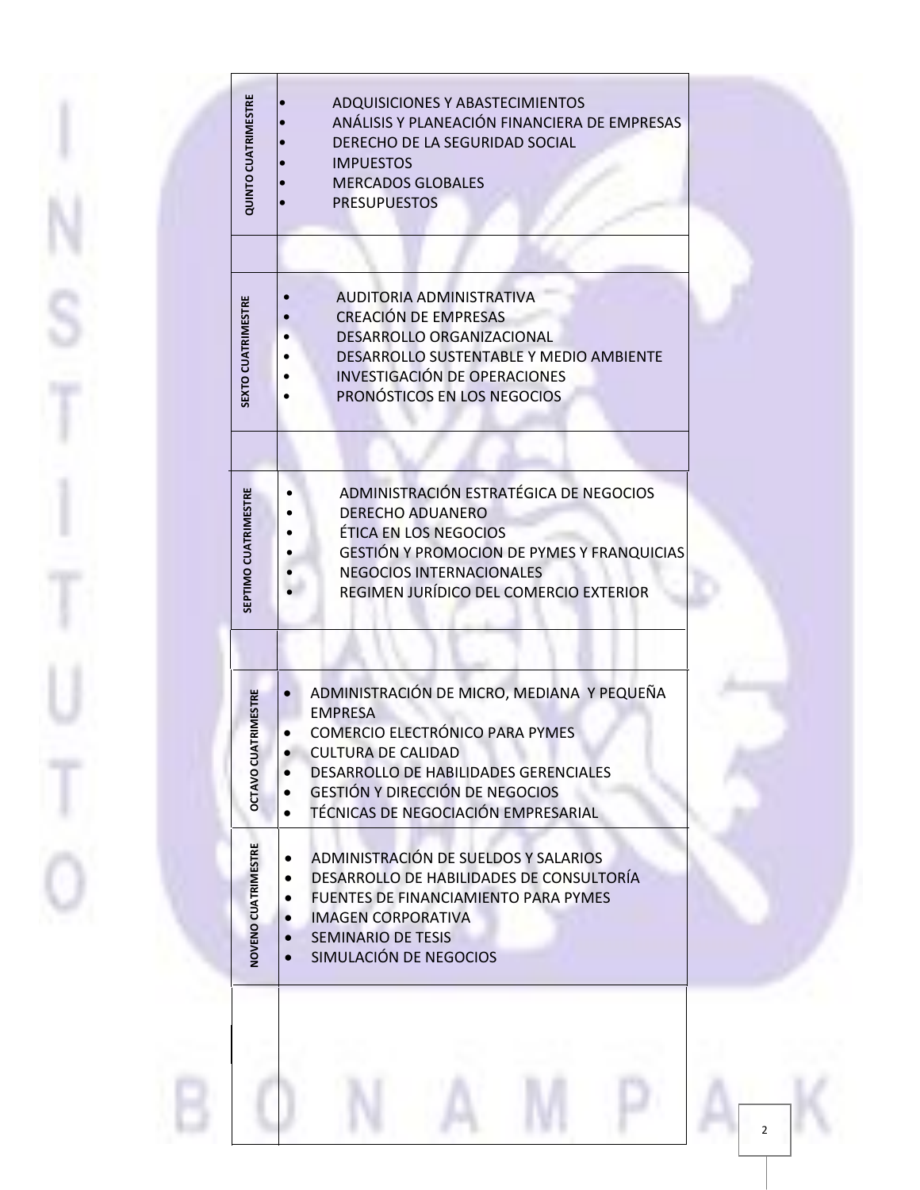| | |
|---|---|
| QUINTO CUATRIMESTRE | • ADQUISICIONES Y ABASTECIMIENTOS<br>• ANÁLISIS Y PLANEACIÓN FINANCIERA DE EMPRESAS<br>• DERECHO DE LA SEGURIDAD SOCIAL<br>• IMPUESTOS<br>• MERCADOS GLOBALES<br>• PRESUPUESTOS |
| | |
| SEXTO CUATRIMESTRE | • AUDITORIA ADMINISTRATIVA<br>• CREACIÓN DE EMPRESAS<br>• DESARROLLO ORGANIZACIONAL<br>• DESARROLLO SUSTENTABLE Y MEDIO AMBIENTE<br>• INVESTIGACIÓN DE OPERACIONES<br>• PRONÓSTICOS EN LOS NEGOCIOS |
| | |
| SEPTIMO CUATRIMESTRE | • ADMINISTRACIÓN ESTRATÉGICA DE NEGOCIOS<br>• DERECHO ADUANERO<br>• ÉTICA EN LOS NEGOCIOS<br>• GESTIÓN Y PROMOCION DE PYMES Y FRANQUICIAS<br>• NEGOCIOS INTERNACIONALES<br>• REGIMEN JURÍDICO DEL COMERCIO EXTERIOR |
| | |
| OCTAVO CUATRIMESTRE | • ADMINISTRACIÓN DE MICRO, MEDIANA Y PEQUEÑA EMPRESA<br>• COMERCIO ELECTRÓNICO PARA PYMES<br>• CULTURA DE CALIDAD<br>• DESARROLLO DE HABILIDADES GERENCIALES<br>• GESTIÓN Y DIRECCIÓN DE NEGOCIOS<br>• TÉCNICAS DE NEGOCIACIÓN EMPRESARIAL |
| NOVENO CUATRIMESTRE | • ADMINISTRACIÓN DE SUELDOS Y SALARIOS<br>• DESARROLLO DE HABILIDADES DE CONSULTORÍA<br>• FUENTES DE FINANCIAMIENTO PARA PYMES<br>• IMAGEN CORPORATIVA<br>• SEMINARIO DE TESIS<br>• SIMULACIÓN DE NEGOCIOS |
| | |